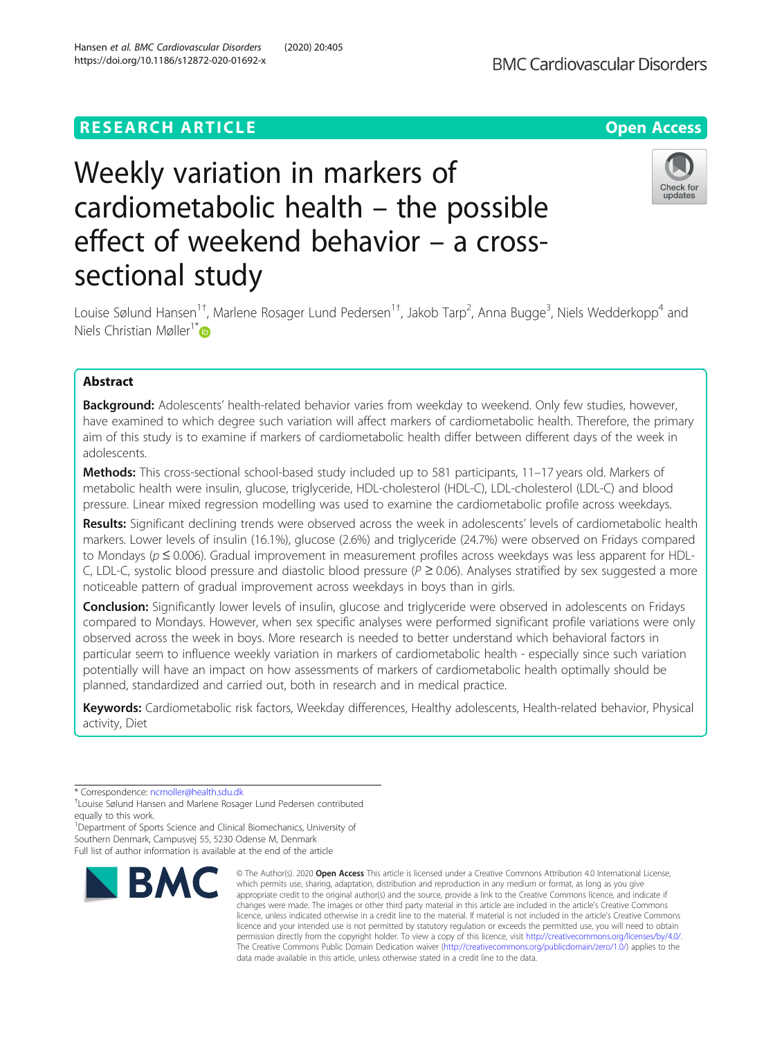RESEARCH ARTICLE

Open Access

# Weekly variation in markers of cardiometabolic health – the possible effect of weekend behavior – a cross-sectional study

Louise Sølund Hansen[1†], Marlene Rosager Lund Pedersen[1†], Jakob Tarp[2], Anna Bugge[3], Niels Wedderkopp[4] and Niels Christian Møller[1*]

## Abstract

**Background:** Adolescents' health-related behavior varies from weekday to weekend. Only few studies, however, have examined to which degree such variation will affect markers of cardiometabolic health. Therefore, the primary aim of this study is to examine if markers of cardiometabolic health differ between different days of the week in adolescents.

**Methods:** This cross-sectional school-based study included up to 581 participants, 11–17 years old. Markers of metabolic health were insulin, glucose, triglyceride, HDL-cholesterol (HDL-C), LDL-cholesterol (LDL-C) and blood pressure. Linear mixed regression modelling was used to examine the cardiometabolic profile across weekdays.

**Results:** Significant declining trends were observed across the week in adolescents' levels of cardiometabolic health markers. Lower levels of insulin (16.1%), glucose (2.6%) and triglyceride (24.7%) were observed on Fridays compared to Mondays ($p \leq 0.006$). Gradual improvement in measurement profiles across weekdays was less apparent for HDL-C, LDL-C, systolic blood pressure and diastolic blood pressure ($P \geq 0.06$). Analyses stratified by sex suggested a more noticeable pattern of gradual improvement across weekdays in boys than in girls.

**Conclusion:** Significantly lower levels of insulin, glucose and triglyceride were observed in adolescents on Fridays compared to Mondays. However, when sex specific analyses were performed significant profile variations were only observed across the week in boys. More research is needed to better understand which behavioral factors in particular seem to influence weekly variation in markers of cardiometabolic health - especially since such variation potentially will have an impact on how assessments of markers of cardiometabolic health optimally should be planned, standardized and carried out, both in research and in medical practice.

**Keywords:** Cardiometabolic risk factors, Weekday differences, Healthy adolescents, Health-related behavior, Physical activity, Diet

\* Correspondence: ncmoller@health.sdu.dk

†Louise Sølund Hansen and Marlene Rosager Lund Pedersen contributed equally to this work.

[1]Department of Sports Science and Clinical Biomechanics, University of Southern Denmark, Campusvej 55, 5230 Odense M, Denmark

Full list of author information is available at the end of the article

© The Author(s). 2020 **Open Access** This article is licensed under a Creative Commons Attribution 4.0 International License, which permits use, sharing, adaptation, distribution and reproduction in any medium or format, as long as you give appropriate credit to the original author(s) and the source, provide a link to the Creative Commons licence, and indicate if changes were made. The images or other third party material in this article are included in the article's Creative Commons licence, unless indicated otherwise in a credit line to the material. If material is not included in the article's Creative Commons licence and your intended use is not permitted by statutory regulation or exceeds the permitted use, you will need to obtain permission directly from the copyright holder. To view a copy of this licence, visit http://creativecommons.org/licenses/by/4.0/. The Creative Commons Public Domain Dedication waiver (http://creativecommons.org/publicdomain/zero/1.0/) applies to the data made available in this article, unless otherwise stated in a credit line to the data.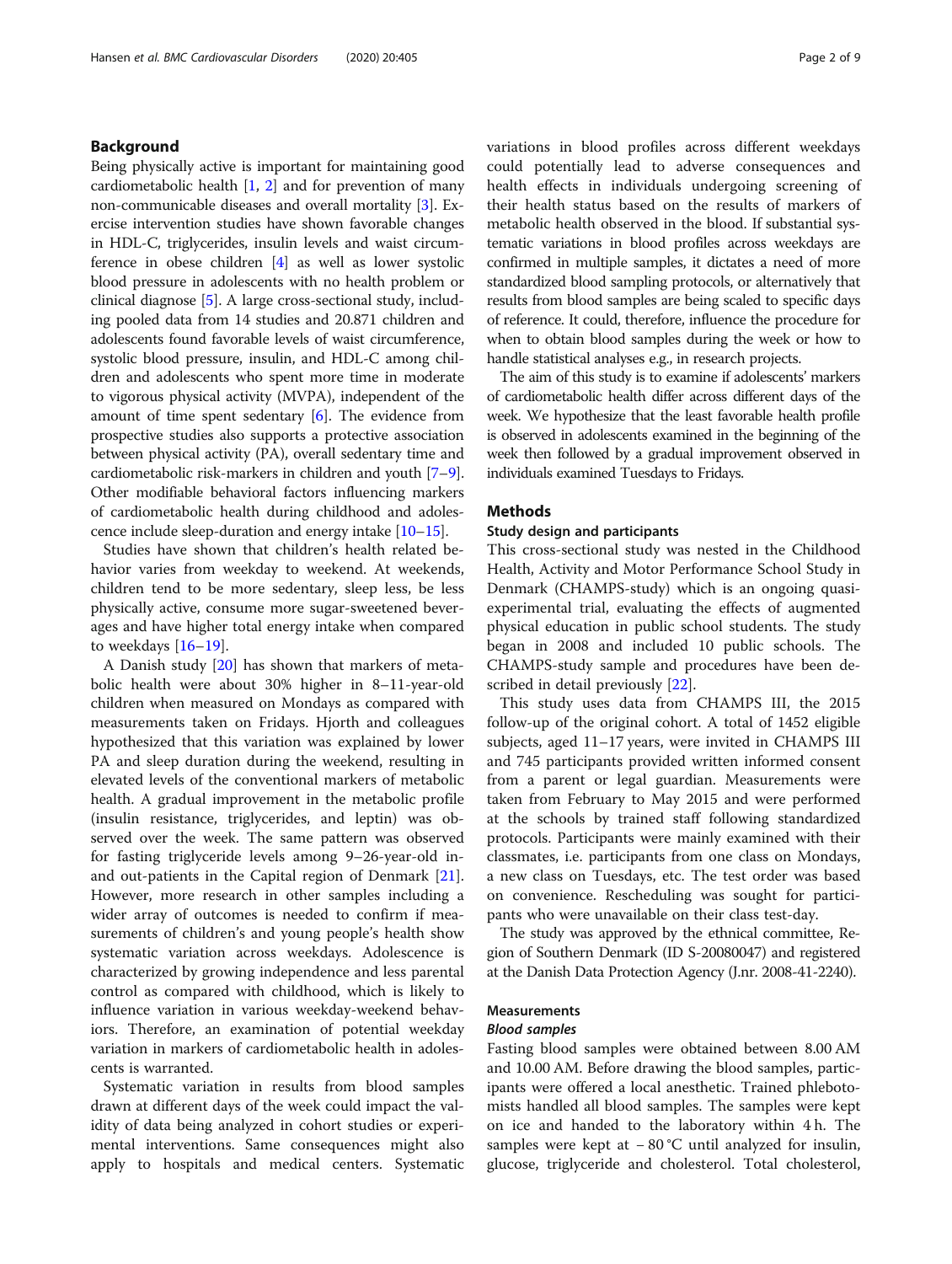## Background

Being physically active is important for maintaining good cardiometabolic health [1, 2] and for prevention of many non-communicable diseases and overall mortality [3]. Exercise intervention studies have shown favorable changes in HDL-C, triglycerides, insulin levels and waist circumference in obese children [4] as well as lower systolic blood pressure in adolescents with no health problem or clinical diagnose [5]. A large cross-sectional study, including pooled data from 14 studies and 20.871 children and adolescents found favorable levels of waist circumference, systolic blood pressure, insulin, and HDL-C among children and adolescents who spent more time in moderate to vigorous physical activity (MVPA), independent of the amount of time spent sedentary [6]. The evidence from prospective studies also supports a protective association between physical activity (PA), overall sedentary time and cardiometabolic risk-markers in children and youth [7–9]. Other modifiable behavioral factors influencing markers of cardiometabolic health during childhood and adolescence include sleep-duration and energy intake [10–15].

Studies have shown that children's health related behavior varies from weekday to weekend. At weekends, children tend to be more sedentary, sleep less, be less physically active, consume more sugar-sweetened beverages and have higher total energy intake when compared to weekdays [16–19].

A Danish study [20] has shown that markers of metabolic health were about 30% higher in 8–11-year-old children when measured on Mondays as compared with measurements taken on Fridays. Hjorth and colleagues hypothesized that this variation was explained by lower PA and sleep duration during the weekend, resulting in elevated levels of the conventional markers of metabolic health. A gradual improvement in the metabolic profile (insulin resistance, triglycerides, and leptin) was observed over the week. The same pattern was observed for fasting triglyceride levels among 9–26-year-old in- and out-patients in the Capital region of Denmark [21]. However, more research in other samples including a wider array of outcomes is needed to confirm if measurements of children's and young people's health show systematic variation across weekdays. Adolescence is characterized by growing independence and less parental control as compared with childhood, which is likely to influence variation in various weekday-weekend behaviors. Therefore, an examination of potential weekday variation in markers of cardiometabolic health in adolescents is warranted.

Systematic variation in results from blood samples drawn at different days of the week could impact the validity of data being analyzed in cohort studies or experimental interventions. Same consequences might also apply to hospitals and medical centers. Systematic variations in blood profiles across different weekdays could potentially lead to adverse consequences and health effects in individuals undergoing screening of their health status based on the results of markers of metabolic health observed in the blood. If substantial systematic variations in blood profiles across weekdays are confirmed in multiple samples, it dictates a need of more standardized blood sampling protocols, or alternatively that results from blood samples are being scaled to specific days of reference. It could, therefore, influence the procedure for when to obtain blood samples during the week or how to handle statistical analyses e.g., in research projects.

The aim of this study is to examine if adolescents' markers of cardiometabolic health differ across different days of the week. We hypothesize that the least favorable health profile is observed in adolescents examined in the beginning of the week then followed by a gradual improvement observed in individuals examined Tuesdays to Fridays.

## Methods

### Study design and participants

This cross-sectional study was nested in the Childhood Health, Activity and Motor Performance School Study in Denmark (CHAMPS-study) which is an ongoing quasi-experimental trial, evaluating the effects of augmented physical education in public school students. The study began in 2008 and included 10 public schools. The CHAMPS-study sample and procedures have been described in detail previously [22].

This study uses data from CHAMPS III, the 2015 follow-up of the original cohort. A total of 1452 eligible subjects, aged 11–17 years, were invited in CHAMPS III and 745 participants provided written informed consent from a parent or legal guardian. Measurements were taken from February to May 2015 and were performed at the schools by trained staff following standardized protocols. Participants were mainly examined with their classmates, i.e. participants from one class on Mondays, a new class on Tuesdays, etc. The test order was based on convenience. Rescheduling was sought for participants who were unavailable on their class test-day.

The study was approved by the ethnical committee, Region of Southern Denmark (ID S-20080047) and registered at the Danish Data Protection Agency (J.nr. 2008-41-2240).

### Measurements

#### *Blood samples*

Fasting blood samples were obtained between 8.00 AM and 10.00 AM. Before drawing the blood samples, participants were offered a local anesthetic. Trained phlebotomists handled all blood samples. The samples were kept on ice and handed to the laboratory within 4 h. The samples were kept at − 80 °C until analyzed for insulin, glucose, triglyceride and cholesterol. Total cholesterol,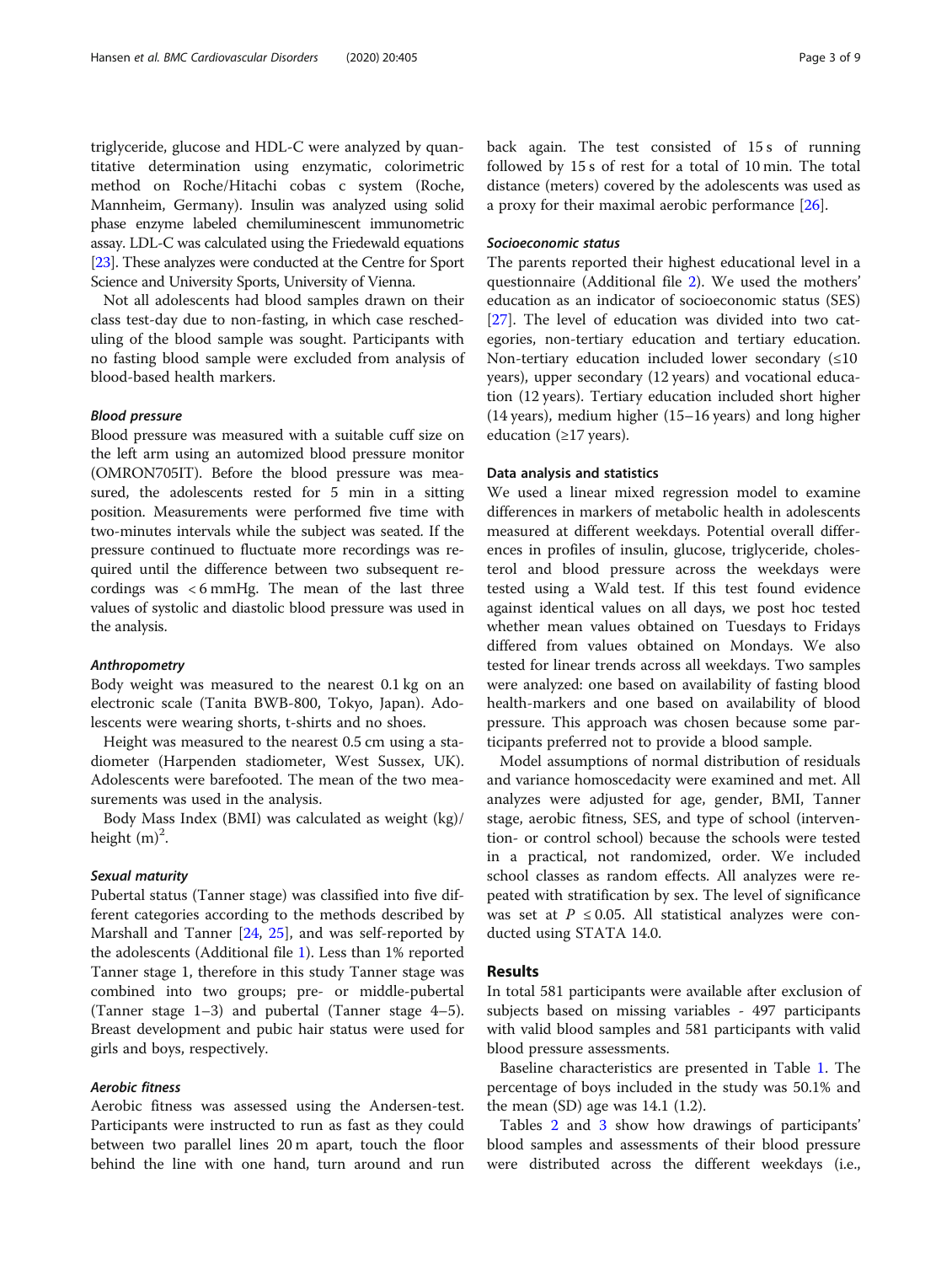triglyceride, glucose and HDL-C were analyzed by quantitative determination using enzymatic, colorimetric method on Roche/Hitachi cobas c system (Roche, Mannheim, Germany). Insulin was analyzed using solid phase enzyme labeled chemiluminescent immunometric assay. LDL-C was calculated using the Friedewald equations [23]. These analyzes were conducted at the Centre for Sport Science and University Sports, University of Vienna.

Not all adolescents had blood samples drawn on their class test-day due to non-fasting, in which case rescheduling of the blood sample was sought. Participants with no fasting blood sample were excluded from analysis of blood-based health markers.

#### Blood pressure

Blood pressure was measured with a suitable cuff size on the left arm using an automized blood pressure monitor (OMRON705IT). Before the blood pressure was measured, the adolescents rested for 5 min in a sitting position. Measurements were performed five time with two-minutes intervals while the subject was seated. If the pressure continued to fluctuate more recordings was required until the difference between two subsequent recordings was < 6 mmHg. The mean of the last three values of systolic and diastolic blood pressure was used in the analysis.

#### Anthropometry

Body weight was measured to the nearest 0.1 kg on an electronic scale (Tanita BWB-800, Tokyo, Japan). Adolescents were wearing shorts, t-shirts and no shoes.

Height was measured to the nearest 0.5 cm using a stadiometer (Harpenden stadiometer, West Sussex, UK). Adolescents were barefooted. The mean of the two measurements was used in the analysis.

Body Mass Index (BMI) was calculated as weight (kg)/ height $(m)^2$.

#### Sexual maturity

Pubertal status (Tanner stage) was classified into five different categories according to the methods described by Marshall and Tanner [24, 25], and was self-reported by the adolescents (Additional file 1). Less than 1% reported Tanner stage 1, therefore in this study Tanner stage was combined into two groups; pre- or middle-pubertal (Tanner stage 1–3) and pubertal (Tanner stage 4–5). Breast development and pubic hair status were used for girls and boys, respectively.

#### Aerobic fitness

Aerobic fitness was assessed using the Andersen-test. Participants were instructed to run as fast as they could between two parallel lines 20 m apart, touch the floor behind the line with one hand, turn around and run back again. The test consisted of 15 s of running followed by 15 s of rest for a total of 10 min. The total distance (meters) covered by the adolescents was used as a proxy for their maximal aerobic performance [26].

#### Socioeconomic status

The parents reported their highest educational level in a questionnaire (Additional file 2). We used the mothers' education as an indicator of socioeconomic status (SES) [27]. The level of education was divided into two categories, non-tertiary education and tertiary education. Non-tertiary education included lower secondary (≤10 years), upper secondary (12 years) and vocational education (12 years). Tertiary education included short higher (14 years), medium higher (15–16 years) and long higher education (≥17 years).

### Data analysis and statistics

We used a linear mixed regression model to examine differences in markers of metabolic health in adolescents measured at different weekdays. Potential overall differences in profiles of insulin, glucose, triglyceride, cholesterol and blood pressure across the weekdays were tested using a Wald test. If this test found evidence against identical values on all days, we post hoc tested whether mean values obtained on Tuesdays to Fridays differed from values obtained on Mondays. We also tested for linear trends across all weekdays. Two samples were analyzed: one based on availability of fasting blood health-markers and one based on availability of blood pressure. This approach was chosen because some participants preferred not to provide a blood sample.

Model assumptions of normal distribution of residuals and variance homoscedacity were examined and met. All analyzes were adjusted for age, gender, BMI, Tanner stage, aerobic fitness, SES, and type of school (intervention- or control school) because the schools were tested in a practical, not randomized, order. We included school classes as random effects. All analyzes were repeated with stratification by sex. The level of significance was set at $P \leq 0.05$. All statistical analyzes were conducted using STATA 14.0.

## Results

In total 581 participants were available after exclusion of subjects based on missing variables - 497 participants with valid blood samples and 581 participants with valid blood pressure assessments.

Baseline characteristics are presented in Table 1. The percentage of boys included in the study was 50.1% and the mean (SD) age was 14.1 (1.2).

Tables 2 and 3 show how drawings of participants' blood samples and assessments of their blood pressure were distributed across the different weekdays (i.e.,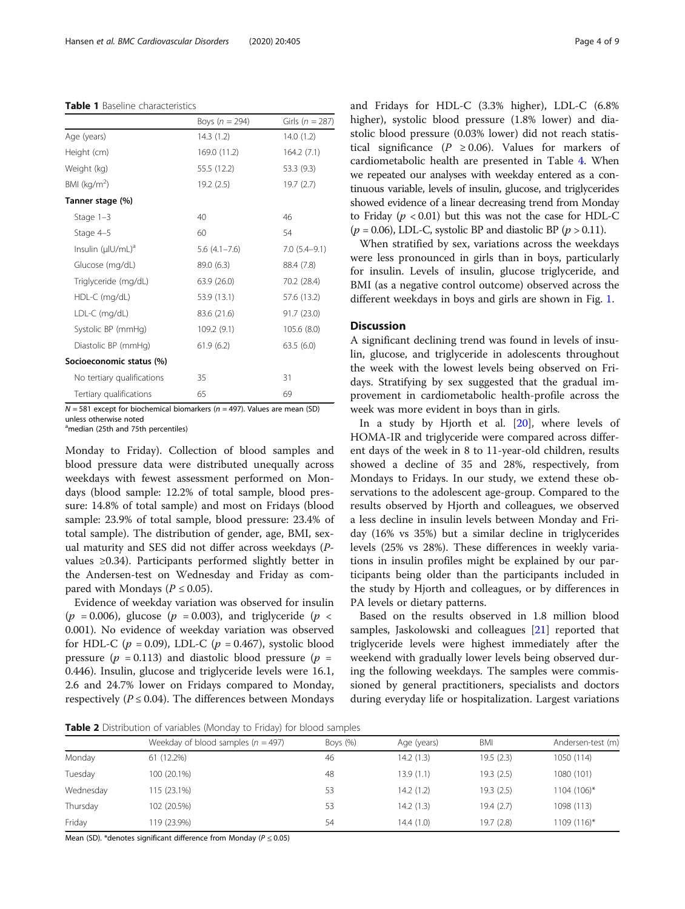**Table 1** Baseline characteristics

| | Boys ($n = 294$) | Girls ($n = 287$) |
|---|---|---|
| Age (years) | 14.3 (1.2) | 14.0 (1.2) |
| Height (cm) | 169.0 (11.2) | 164.2 (7.1) |
| Weight (kg) | 55.5 (12.2) | 53.3 (9.3) |
| BMI (kg/m$^2$) | 19.2 (2.5) | 19.7 (2.7) |
| **Tanner stage (%)** | | |
| Stage 1–3 | 40 | 46 |
| Stage 4–5 | 60 | 54 |
| Insulin (μIU/mL)[a] | 5.6 (4.1–7.6) | 7.0 (5.4–9.1) |
| Glucose (mg/dL) | 89.0 (6.3) | 88.4 (7.8) |
| Triglyceride (mg/dL) | 63.9 (26.0) | 70.2 (28.4) |
| HDL-C (mg/dL) | 53.9 (13.1) | 57.6 (13.2) |
| LDL-C (mg/dL) | 83.6 (21.6) | 91.7 (23.0) |
| Systolic BP (mmHg) | 109.2 (9.1) | 105.6 (8.0) |
| Diastolic BP (mmHg) | 61.9 (6.2) | 63.5 (6.0) |
| **Socioeconomic status (%)** | | |
| No tertiary qualifications | 35 | 31 |
| Tertiary qualifications | 65 | 69 |

$N = 581$ except for biochemical biomarkers ($n = 497$). Values are mean (SD) unless otherwise noted
[a]median (25th and 75th percentiles)

Monday to Friday). Collection of blood samples and blood pressure data were distributed unequally across weekdays with fewest assessment performed on Mondays (blood sample: 12.2% of total sample, blood pressure: 14.8% of total sample) and most on Fridays (blood sample: 23.9% of total sample, blood pressure: 23.4% of total sample). The distribution of gender, age, BMI, sexual maturity and SES did not differ across weekdays (P-values ≥0.34). Participants performed slightly better in the Andersen-test on Wednesday and Friday as compared with Mondays ($P \leq 0.05$).

Evidence of weekday variation was observed for insulin ($p = 0.006$), glucose ($p = 0.003$), and triglyceride ($p < 0.001$). No evidence of weekday variation was observed for HDL-C ($p = 0.09$), LDL-C ($p = 0.467$), systolic blood pressure ($p = 0.113$) and diastolic blood pressure ($p = 0.446$). Insulin, glucose and triglyceride levels were 16.1, 2.6 and 24.7% lower on Fridays compared to Monday, respectively ($P \leq 0.04$). The differences between Mondays and Fridays for HDL-C (3.3% higher), LDL-C (6.8% higher), systolic blood pressure (1.8% lower) and diastolic blood pressure (0.03% lower) did not reach statistical significance ($P \geq 0.06$). Values for markers of cardiometabolic health are presented in Table 4. When we repeated our analyses with weekday entered as a continuous variable, levels of insulin, glucose, and triglycerides showed evidence of a linear decreasing trend from Monday to Friday ($p < 0.01$) but this was not the case for HDL-C ($p = 0.06$), LDL-C, systolic BP and diastolic BP ($p > 0.11$).

When stratified by sex, variations across the weekdays were less pronounced in girls than in boys, particularly for insulin. Levels of insulin, glucose triglyceride, and BMI (as a negative control outcome) observed across the different weekdays in boys and girls are shown in Fig. 1.

## Discussion

A significant declining trend was found in levels of insulin, glucose, and triglyceride in adolescents throughout the week with the lowest levels being observed on Fridays. Stratifying by sex suggested that the gradual improvement in cardiometabolic health-profile across the week was more evident in boys than in girls.

In a study by Hjorth et al. [20], where levels of HOMA-IR and triglyceride were compared across different days of the week in 8 to 11-year-old children, results showed a decline of 35 and 28%, respectively, from Mondays to Fridays. In our study, we extend these observations to the adolescent age-group. Compared to the results observed by Hjorth and colleagues, we observed a less decline in insulin levels between Monday and Friday (16% vs 35%) but a similar decline in triglycerides levels (25% vs 28%). These differences in weekly variations in insulin profiles might be explained by our participants being older than the participants included in the study by Hjorth and colleagues, or by differences in PA levels or dietary patterns.

Based on the results observed in 1.8 million blood samples, Jaskolowski and colleagues [21] reported that triglyceride levels were highest immediately after the weekend with gradually lower levels being observed during the following weekdays. The samples were commissioned by general practitioners, specialists and doctors during everyday life or hospitalization. Largest variations

**Table 2** Distribution of variables (Monday to Friday) for blood samples

| | Weekday of blood samples ($n = 497$) | Boys (%) | Age (years) | BMI | Andersen-test (m) |
|---|---|---|---|---|---|
| Monday | 61 (12.2%) | 46 | 14.2 (1.3) | 19.5 (2.3) | 1050 (114) |
| Tuesday | 100 (20.1%) | 48 | 13.9 (1.1) | 19.3 (2.5) | 1080 (101) |
| Wednesday | 115 (23.1%) | 53 | 14.2 (1.2) | 19.3 (2.5) | 1104 (106)* |
| Thursday | 102 (20.5%) | 53 | 14.2 (1.3) | 19.4 (2.7) | 1098 (113) |
| Friday | 119 (23.9%) | 54 | 14.4 (1.0) | 19.7 (2.8) | 1109 (116)* |

Mean (SD). *denotes significant difference from Monday ($P \leq 0.05$)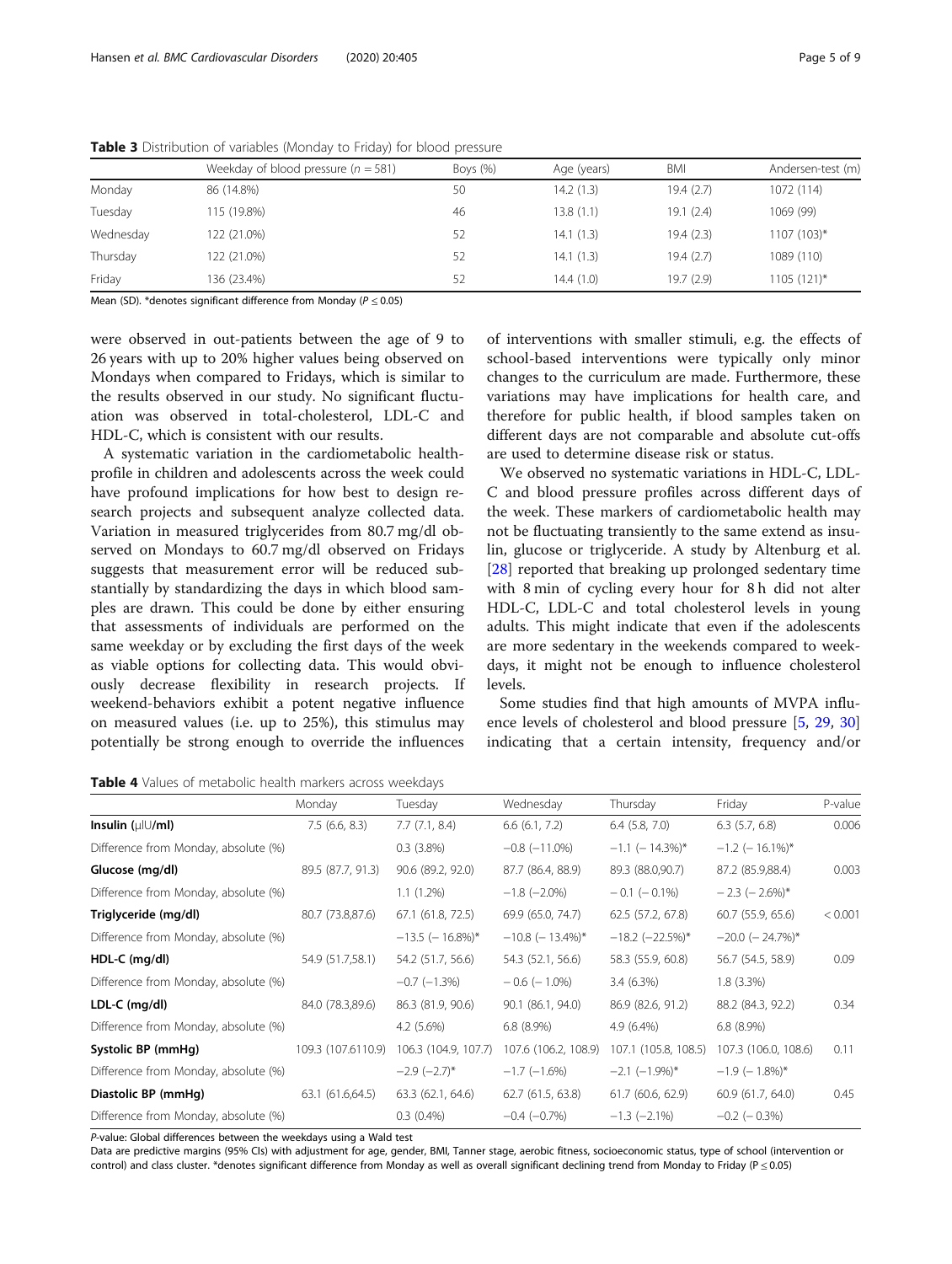**Table 3** Distribution of variables (Monday to Friday) for blood pressure

| | Weekday of blood pressure (n = 581) | Boys (%) | Age (years) | BMI | Andersen-test (m) |
|---|---|---|---|---|---|
| Monday | 86 (14.8%) | 50 | 14.2 (1.3) | 19.4 (2.7) | 1072 (114) |
| Tuesday | 115 (19.8%) | 46 | 13.8 (1.1) | 19.1 (2.4) | 1069 (99) |
| Wednesday | 122 (21.0%) | 52 | 14.1 (1.3) | 19.4 (2.3) | 1107 (103)* |
| Thursday | 122 (21.0%) | 52 | 14.1 (1.3) | 19.4 (2.7) | 1089 (110) |
| Friday | 136 (23.4%) | 52 | 14.4 (1.0) | 19.7 (2.9) | 1105 (121)* |

Mean (SD). *denotes significant difference from Monday ($P \leq 0.05$)

were observed in out-patients between the age of 9 to 26 years with up to 20% higher values being observed on Mondays when compared to Fridays, which is similar to the results observed in our study. No significant fluctuation was observed in total-cholesterol, LDL-C and HDL-C, which is consistent with our results.

A systematic variation in the cardiometabolic health-profile in children and adolescents across the week could have profound implications for how best to design research projects and subsequent analyze collected data. Variation in measured triglycerides from 80.7 mg/dl observed on Mondays to 60.7 mg/dl observed on Fridays suggests that measurement error will be reduced substantially by standardizing the days in which blood samples are drawn. This could be done by either ensuring that assessments of individuals are performed on the same weekday or by excluding the first days of the week as viable options for collecting data. This would obviously decrease flexibility in research projects. If weekend-behaviors exhibit a potent negative influence on measured values (i.e. up to 25%), this stimulus may potentially be strong enough to override the influences of interventions with smaller stimuli, e.g. the effects of school-based interventions were typically only minor changes to the curriculum are made. Furthermore, these variations may have implications for health care, and therefore for public health, if blood samples taken on different days are not comparable and absolute cut-offs are used to determine disease risk or status.

We observed no systematic variations in HDL-C, LDL-C and blood pressure profiles across different days of the week. These markers of cardiometabolic health may not be fluctuating transiently to the same extend as insulin, glucose or triglyceride. A study by Altenburg et al. [28] reported that breaking up prolonged sedentary time with 8 min of cycling every hour for 8 h did not alter HDL-C, LDL-C and total cholesterol levels in young adults. This might indicate that even if the adolescents are more sedentary in the weekends compared to weekdays, it might not be enough to influence cholesterol levels.

Some studies find that high amounts of MVPA influence levels of cholesterol and blood pressure [5, 29, 30] indicating that a certain intensity, frequency and/or

**Table 4** Values of metabolic health markers across weekdays

| | Monday | Tuesday | Wednesday | Thursday | Friday | P-value |
|---|---|---|---|---|---|---|
| **Insulin (μIU/ml)** | 7.5 (6.6, 8.3) | 7.7 (7.1, 8.4) | 6.6 (6.1, 7.2) | 6.4 (5.8, 7.0) | 6.3 (5.7, 6.8) | 0.006 |
| Difference from Monday, absolute (%) | | 0.3 (3.8%) | −0.8 (−11.0%) | −1.1 (− 14.3%)* | −1.2 (− 16.1%)* | |
| **Glucose (mg/dl)** | 89.5 (87.7, 91.3) | 90.6 (89.2, 92.0) | 87.7 (86.4, 88.9) | 89.3 (88.0,90.7) | 87.2 (85.9,88.4) | 0.003 |
| Difference from Monday, absolute (%) | | 1.1 (1.2%) | −1.8 (−2.0%) | − 0.1 (− 0.1%) | − 2.3 (− 2.6%)* | |
| **Triglyceride (mg/dl)** | 80.7 (73.8,87.6) | 67.1 (61.8, 72.5) | 69.9 (65.0, 74.7) | 62.5 (57.2, 67.8) | 60.7 (55.9, 65.6) | < 0.001 |
| Difference from Monday, absolute (%) | | −13.5 (− 16.8%)* | −10.8 (− 13.4%)* | −18.2 (−22.5%)* | −20.0 (− 24.7%)* | |
| **HDL-C (mg/dl)** | 54.9 (51.7,58.1) | 54.2 (51.7, 56.6) | 54.3 (52.1, 56.6) | 58.3 (55.9, 60.8) | 56.7 (54.5, 58.9) | 0.09 |
| Difference from Monday, absolute (%) | | −0.7 (−1.3%) | − 0.6 (− 1.0%) | 3.4 (6.3%) | 1.8 (3.3%) | |
| **LDL-C (mg/dl)** | 84.0 (78.3,89.6) | 86.3 (81.9, 90.6) | 90.1 (86.1, 94.0) | 86.9 (82.6, 91.2) | 88.2 (84.3, 92.2) | 0.34 |
| Difference from Monday, absolute (%) | | 4.2 (5.6%) | 6.8 (8.9%) | 4.9 (6.4%) | 6.8 (8.9%) | |
| **Systolic BP (mmHg)** | 109.3 (107.6110.9) | 106.3 (104.9, 107.7) | 107.6 (106.2, 108.9) | 107.1 (105.8, 108.5) | 107.3 (106.0, 108.6) | 0.11 |
| Difference from Monday, absolute (%) | | −2.9 (−2.7)* | −1.7 (−1.6%) | −2.1 (−1.9%)* | −1.9 (− 1.8%)* | |
| **Diastolic BP (mmHg)** | 63.1 (61.6,64.5) | 63.3 (62.1, 64.6) | 62.7 (61.5, 63.8) | 61.7 (60.6, 62.9) | 60.9 (61.7, 64.0) | 0.45 |
| Difference from Monday, absolute (%) | | 0.3 (0.4%) | −0.4 (−0.7%) | −1.3 (−2.1%) | −0.2 (− 0.3%) | |

*P*-value: Global differences between the weekdays using a Wald test

Data are predictive margins (95% CIs) with adjustment for age, gender, BMI, Tanner stage, aerobic fitness, socioeconomic status, type of school (intervention or control) and class cluster. *denotes significant difference from Monday as well as overall significant declining trend from Monday to Friday ($P \leq 0.05$)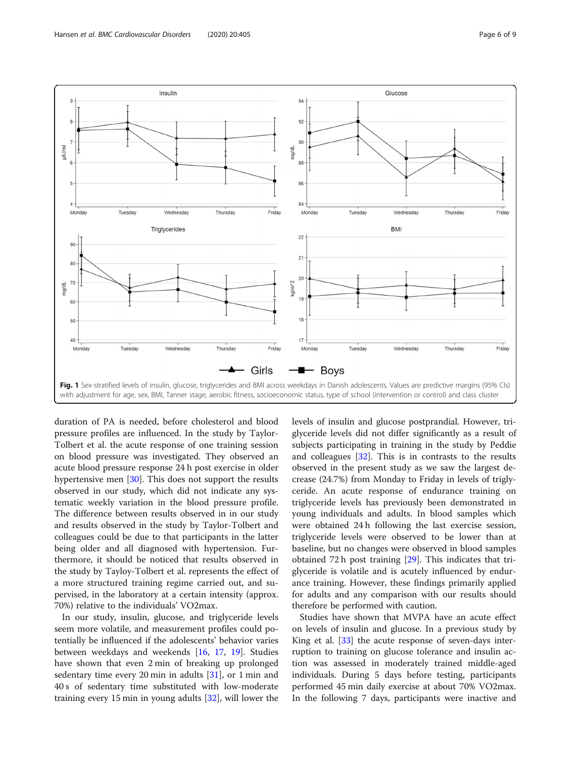Fig. 1 Sex-stratified levels of insulin, glucose, triglycerides and BMI across weekdays in Danish adolescents. Values are predictive margins (95% CIs) with adjustment for age, sex, BMI, Tanner stage, aerobic fitness, socioeconomic status, type of school (intervention or control) and class cluster

duration of PA is needed, before cholesterol and blood pressure profiles are influenced. In the study by Taylor-Tolbert et al. the acute response of one training session on blood pressure was investigated. They observed an acute blood pressure response 24 h post exercise in older hypertensive men [30]. This does not support the results observed in our study, which did not indicate any systematic weekly variation in the blood pressure profile. The difference between results observed in in our study and results observed in the study by Taylor-Tolbert and colleagues could be due to that participants in the latter being older and all diagnosed with hypertension. Furthermore, it should be noticed that results observed in the study by Tayloy-Tolbert et al. represents the effect of a more structured training regime carried out, and supervised, in the laboratory at a certain intensity (approx. 70%) relative to the individuals' VO2max.

In our study, insulin, glucose, and triglyceride levels seem more volatile, and measurement profiles could potentially be influenced if the adolescents' behavior varies between weekdays and weekends [16, 17, 19]. Studies have shown that even 2 min of breaking up prolonged sedentary time every 20 min in adults [31], or 1 min and 40 s of sedentary time substituted with low-moderate training every 15 min in young adults [32], will lower the levels of insulin and glucose postprandial. However, triglyceride levels did not differ significantly as a result of subjects participating in training in the study by Peddie and colleagues [32]. This is in contrasts to the results observed in the present study as we saw the largest decrease (24.7%) from Monday to Friday in levels of triglyceride. An acute response of endurance training on triglyceride levels has previously been demonstrated in young individuals and adults. In blood samples which were obtained 24 h following the last exercise session, triglyceride levels were observed to be lower than at baseline, but no changes were observed in blood samples obtained 72 h post training [29]. This indicates that triglyceride is volatile and is acutely influenced by endurance training. However, these findings primarily applied for adults and any comparison with our results should therefore be performed with caution.

Studies have shown that MVPA have an acute effect on levels of insulin and glucose. In a previous study by King et al. [33] the acute response of seven-days interruption to training on glucose tolerance and insulin action was assessed in moderately trained middle-aged individuals. During 5 days before testing, participants performed 45 min daily exercise at about 70% VO2max. In the following 7 days, participants were inactive and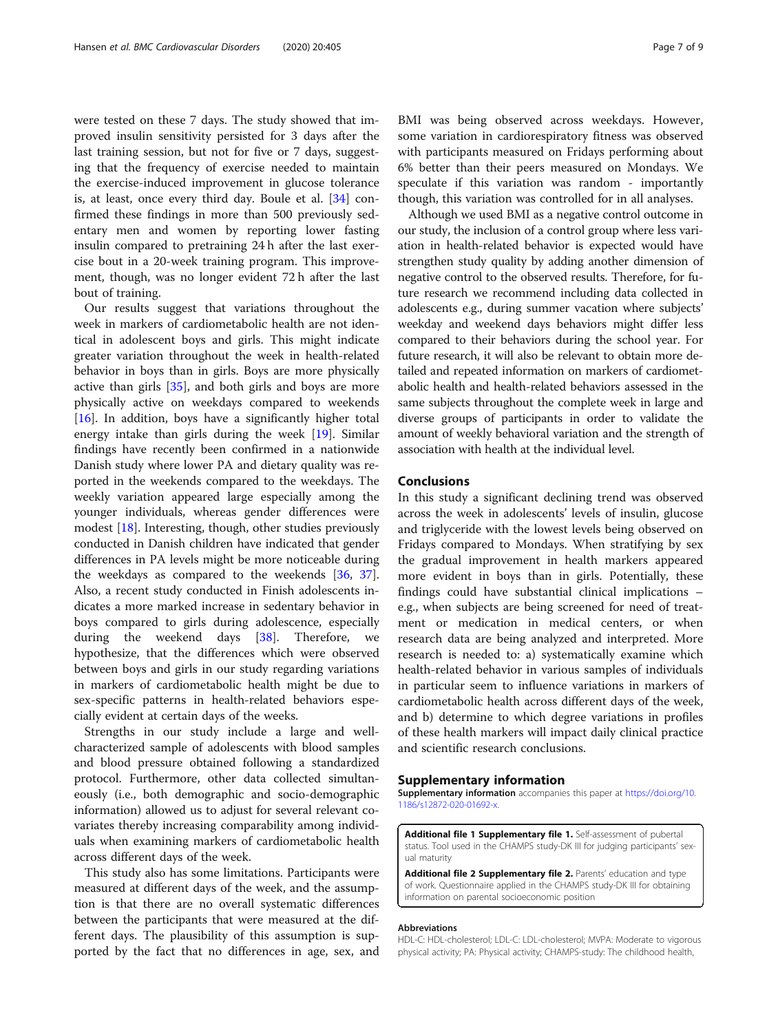were tested on these 7 days. The study showed that improved insulin sensitivity persisted for 3 days after the last training session, but not for five or 7 days, suggesting that the frequency of exercise needed to maintain the exercise-induced improvement in glucose tolerance is, at least, once every third day. Boule et al. [34] confirmed these findings in more than 500 previously sedentary men and women by reporting lower fasting insulin compared to pretraining 24 h after the last exercise bout in a 20-week training program. This improvement, though, was no longer evident 72 h after the last bout of training.

Our results suggest that variations throughout the week in markers of cardiometabolic health are not identical in adolescent boys and girls. This might indicate greater variation throughout the week in health-related behavior in boys than in girls. Boys are more physically active than girls [35], and both girls and boys are more physically active on weekdays compared to weekends [16]. In addition, boys have a significantly higher total energy intake than girls during the week [19]. Similar findings have recently been confirmed in a nationwide Danish study where lower PA and dietary quality was reported in the weekends compared to the weekdays. The weekly variation appeared large especially among the younger individuals, whereas gender differences were modest [18]. Interesting, though, other studies previously conducted in Danish children have indicated that gender differences in PA levels might be more noticeable during the weekdays as compared to the weekends [36, 37]. Also, a recent study conducted in Finish adolescents indicates a more marked increase in sedentary behavior in boys compared to girls during adolescence, especially during the weekend days [38]. Therefore, we hypothesize, that the differences which were observed between boys and girls in our study regarding variations in markers of cardiometabolic health might be due to sex-specific patterns in health-related behaviors especially evident at certain days of the weeks.

Strengths in our study include a large and well-characterized sample of adolescents with blood samples and blood pressure obtained following a standardized protocol. Furthermore, other data collected simultaneously (i.e., both demographic and socio-demographic information) allowed us to adjust for several relevant covariates thereby increasing comparability among individuals when examining markers of cardiometabolic health across different days of the week.

This study also has some limitations. Participants were measured at different days of the week, and the assumption is that there are no overall systematic differences between the participants that were measured at the different days. The plausibility of this assumption is supported by the fact that no differences in age, sex, and BMI was being observed across weekdays. However, some variation in cardiorespiratory fitness was observed with participants measured on Fridays performing about 6% better than their peers measured on Mondays. We speculate if this variation was random - importantly though, this variation was controlled for in all analyses.

Although we used BMI as a negative control outcome in our study, the inclusion of a control group where less variation in health-related behavior is expected would have strengthen study quality by adding another dimension of negative control to the observed results. Therefore, for future research we recommend including data collected in adolescents e.g., during summer vacation where subjects' weekday and weekend days behaviors might differ less compared to their behaviors during the school year. For future research, it will also be relevant to obtain more detailed and repeated information on markers of cardiometabolic health and health-related behaviors assessed in the same subjects throughout the complete week in large and diverse groups of participants in order to validate the amount of weekly behavioral variation and the strength of association with health at the individual level.

## Conclusions

In this study a significant declining trend was observed across the week in adolescents' levels of insulin, glucose and triglyceride with the lowest levels being observed on Fridays compared to Mondays. When stratifying by sex the gradual improvement in health markers appeared more evident in boys than in girls. Potentially, these findings could have substantial clinical implications – e.g., when subjects are being screened for need of treatment or medication in medical centers, or when research data are being analyzed and interpreted. More research is needed to: a) systematically examine which health-related behavior in various samples of individuals in particular seem to influence variations in markers of cardiometabolic health across different days of the week, and b) determine to which degree variations in profiles of these health markers will impact daily clinical practice and scientific research conclusions.

## Supplementary information

**Supplementary information** accompanies this paper at https://doi.org/10.1186/s12872-020-01692-x.

**Additional file 1 Supplementary file 1.** Self-assessment of pubertal status. Tool used in the CHAMPS study-DK III for judging participants' sexual maturity

**Additional file 2 Supplementary file 2.** Parents' education and type of work. Questionnaire applied in the CHAMPS study-DK III for obtaining information on parental socioeconomic position

### Abbreviations

HDL-C: HDL-cholesterol; LDL-C: LDL-cholesterol; MVPA: Moderate to vigorous physical activity; PA: Physical activity; CHAMPS-study: The childhood health,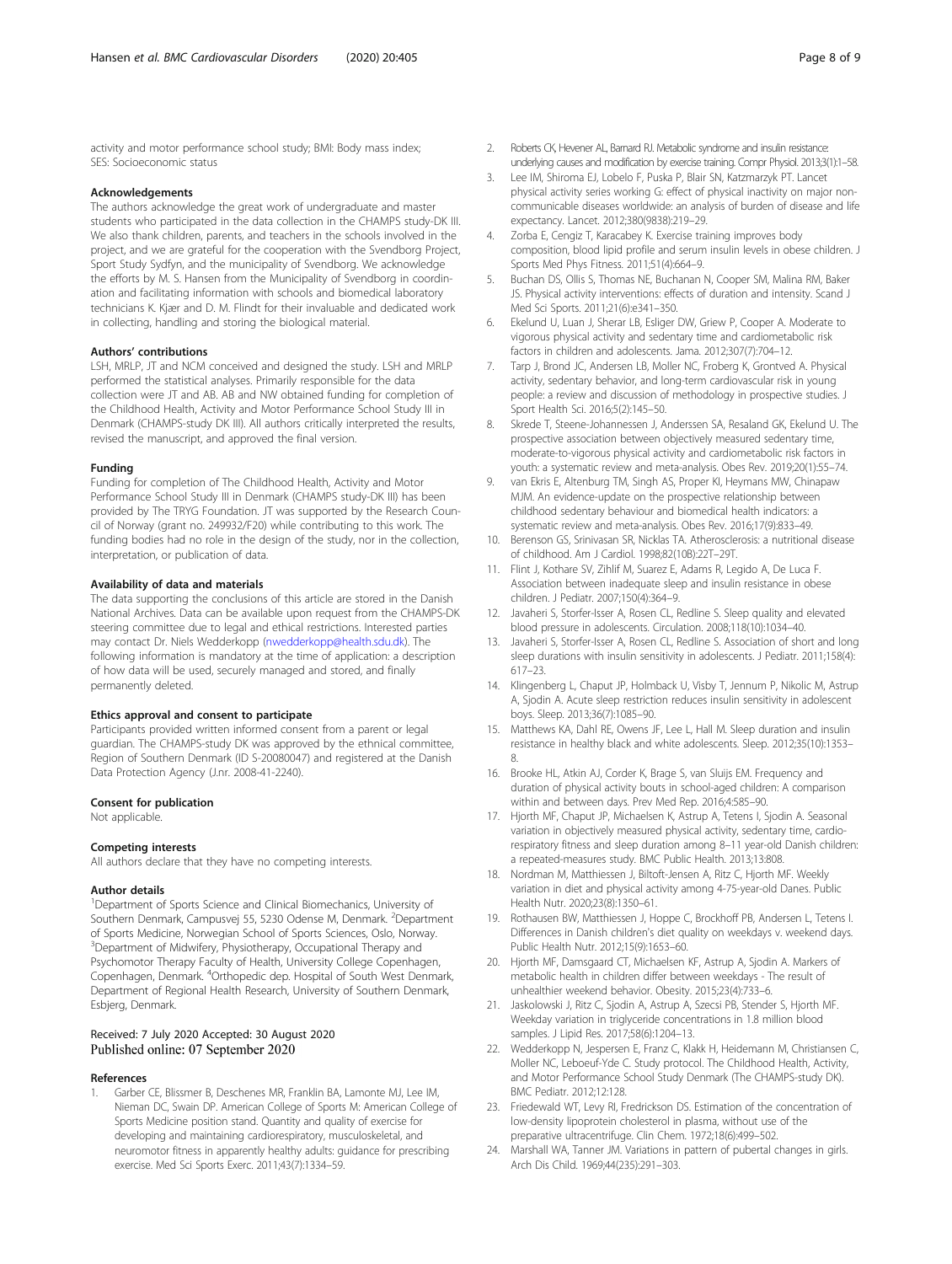activity and motor performance school study; BMI: Body mass index; SES: Socioeconomic status

### Acknowledgements

The authors acknowledge the great work of undergraduate and master students who participated in the data collection in the CHAMPS study-DK III. We also thank children, parents, and teachers in the schools involved in the project, and we are grateful for the cooperation with the Svendborg Project, Sport Study Sydfyn, and the municipality of Svendborg. We acknowledge the efforts by M. S. Hansen from the Municipality of Svendborg in coordination and facilitating information with schools and biomedical laboratory technicians K. Kjær and D. M. Flindt for their invaluable and dedicated work in collecting, handling and storing the biological material.

### Authors' contributions

LSH, MRLP, JT and NCM conceived and designed the study. LSH and MRLP performed the statistical analyses. Primarily responsible for the data collection were JT and AB. AB and NW obtained funding for completion of the Childhood Health, Activity and Motor Performance School Study III in Denmark (CHAMPS-study DK III). All authors critically interpreted the results, revised the manuscript, and approved the final version.

### Funding

Funding for completion of The Childhood Health, Activity and Motor Performance School Study III in Denmark (CHAMPS study-DK III) has been provided by The TRYG Foundation. JT was supported by the Research Council of Norway (grant no. 249932/F20) while contributing to this work. The funding bodies had no role in the design of the study, nor in the collection, interpretation, or publication of data.

### Availability of data and materials

The data supporting the conclusions of this article are stored in the Danish National Archives. Data can be available upon request from the CHAMPS-DK steering committee due to legal and ethical restrictions. Interested parties may contact Dr. Niels Wedderkopp (nwedderkopp@health.sdu.dk). The following information is mandatory at the time of application: a description of how data will be used, securely managed and stored, and finally permanently deleted.

### Ethics approval and consent to participate

Participants provided written informed consent from a parent or legal guardian. The CHAMPS-study DK was approved by the ethnical committee, Region of Southern Denmark (ID S-20080047) and registered at the Danish Data Protection Agency (J.nr. 2008-41-2240).

### Consent for publication

Not applicable.

### Competing interests

All authors declare that they have no competing interests.

### Author details

[1]Department of Sports Science and Clinical Biomechanics, University of Southern Denmark, Campusvej 55, 5230 Odense M, Denmark. [2]Department of Sports Medicine, Norwegian School of Sports Sciences, Oslo, Norway. [3]Department of Midwifery, Physiotherapy, Occupational Therapy and Psychomotor Therapy Faculty of Health, University College Copenhagen, Copenhagen, Denmark. [4]Orthopedic dep. Hospital of South West Denmark, Department of Regional Health Research, University of Southern Denmark, Esbjerg, Denmark.

Received: 7 July 2020 Accepted: 30 August 2020
Published online: 07 September 2020

### References

1. Garber CE, Blissmer B, Deschenes MR, Franklin BA, Lamonte MJ, Lee IM, Nieman DC, Swain DP. American College of Sports M: American College of Sports Medicine position stand. Quantity and quality of exercise for developing and maintaining cardiorespiratory, musculoskeletal, and neuromotor fitness in apparently healthy adults: guidance for prescribing exercise. Med Sci Sports Exerc. 2011;43(7):1334–59.
2. Roberts CK, Hevener AL, Barnard RJ. Metabolic syndrome and insulin resistance: underlying causes and modification by exercise training. Compr Physiol. 2013;3(1):1–58.
3. Lee IM, Shiroma EJ, Lobelo F, Puska P, Blair SN, Katzmarzyk PT. Lancet physical activity series working G: effect of physical inactivity on major non-communicable diseases worldwide: an analysis of burden of disease and life expectancy. Lancet. 2012;380(9838):219–29.
4. Zorba E, Cengiz T, Karacabey K. Exercise training improves body composition, blood lipid profile and serum insulin levels in obese children. J Sports Med Phys Fitness. 2011;51(4):664–9.
5. Buchan DS, Ollis S, Thomas NE, Buchanan N, Cooper SM, Malina RM, Baker JS. Physical activity interventions: effects of duration and intensity. Scand J Med Sci Sports. 2011;21(6):e341–350.
6. Ekelund U, Luan J, Sherar LB, Esliger DW, Griew P, Cooper A. Moderate to vigorous physical activity and sedentary time and cardiometabolic risk factors in children and adolescents. Jama. 2012;307(7):704–12.
7. Tarp J, Brond JC, Andersen LB, Moller NC, Froberg K, Grontved A. Physical activity, sedentary behavior, and long-term cardiovascular risk in young people: a review and discussion of methodology in prospective studies. J Sport Health Sci. 2016;5(2):145–50.
8. Skrede T, Steene-Johannessen J, Anderssen SA, Resaland GK, Ekelund U. The prospective association between objectively measured sedentary time, moderate-to-vigorous physical activity and cardiometabolic risk factors in youth: a systematic review and meta-analysis. Obes Rev. 2019;20(1):55–74.
9. van Ekris E, Altenburg TM, Singh AS, Proper KI, Heymans MW, Chinapaw MJM. An evidence-update on the prospective relationship between childhood sedentary behaviour and biomedical health indicators: a systematic review and meta-analysis. Obes Rev. 2016;17(9):833–49.
10. Berenson GS, Srinivasan SR, Nicklas TA. Atherosclerosis: a nutritional disease of childhood. Am J Cardiol. 1998;82(10B):22T–29T.
11. Flint J, Kothare SV, Zihlif M, Suarez E, Adams R, Legido A, De Luca F. Association between inadequate sleep and insulin resistance in obese children. J Pediatr. 2007;150(4):364–9.
12. Javaheri S, Storfer-Isser A, Rosen CL, Redline S. Sleep quality and elevated blood pressure in adolescents. Circulation. 2008;118(10):1034–40.
13. Javaheri S, Storfer-Isser A, Rosen CL, Redline S. Association of short and long sleep durations with insulin sensitivity in adolescents. J Pediatr. 2011;158(4):617–23.
14. Klingenberg L, Chaput JP, Holmback U, Visby T, Jennum P, Nikolic M, Astrup A, Sjodin A. Acute sleep restriction reduces insulin sensitivity in adolescent boys. Sleep. 2013;36(7):1085–90.
15. Matthews KA, Dahl RE, Owens JF, Lee L, Hall M. Sleep duration and insulin resistance in healthy black and white adolescents. Sleep. 2012;35(10):1353–8.
16. Brooke HL, Atkin AJ, Corder K, Brage S, van Sluijs EM. Frequency and duration of physical activity bouts in school-aged children: A comparison within and between days. Prev Med Rep. 2016;4:585–90.
17. Hjorth MF, Chaput JP, Michaelsen K, Astrup A, Tetens I, Sjodin A. Seasonal variation in objectively measured physical activity, sedentary time, cardio-respiratory fitness and sleep duration among 8–11 year-old Danish children: a repeated-measures study. BMC Public Health. 2013;13:808.
18. Nordman M, Matthiessen J, Biltoft-Jensen A, Ritz C, Hjorth MF. Weekly variation in diet and physical activity among 4-75-year-old Danes. Public Health Nutr. 2020;23(8):1350–61.
19. Rothausen BW, Matthiessen J, Hoppe C, Brockhoff PB, Andersen L, Tetens I. Differences in Danish children's diet quality on weekdays v. weekend days. Public Health Nutr. 2012;15(9):1653–60.
20. Hjorth MF, Damsgaard CT, Michaelsen KF, Astrup A, Sjodin A. Markers of metabolic health in children differ between weekdays - The result of unhealthier weekend behavior. Obesity. 2015;23(4):733–6.
21. Jaskolowski J, Ritz C, Sjodin A, Astrup A, Szecsi PB, Stender S, Hjorth MF. Weekday variation in triglyceride concentrations in 1.8 million blood samples. J Lipid Res. 2017;58(6):1204–13.
22. Wedderkopp N, Jespersen E, Franz C, Klakk H, Heidemann M, Christiansen C, Moller NC, Leboeuf-Yde C. Study protocol. The Childhood Health, Activity, and Motor Performance School Study Denmark (The CHAMPS-study DK). BMC Pediatr. 2012;12:128.
23. Friedewald WT, Levy RI, Fredrickson DS. Estimation of the concentration of low-density lipoprotein cholesterol in plasma, without use of the preparative ultracentrifuge. Clin Chem. 1972;18(6):499–502.
24. Marshall WA, Tanner JM. Variations in pattern of pubertal changes in girls. Arch Dis Child. 1969;44(235):291–303.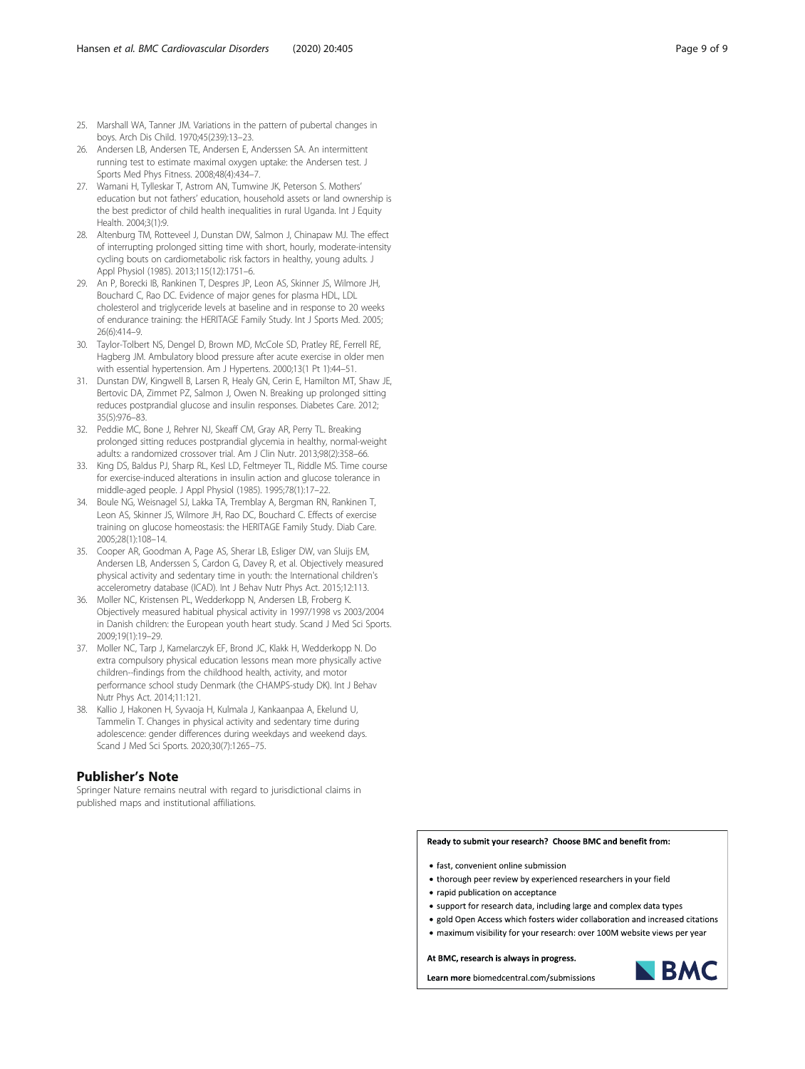25. Marshall WA, Tanner JM. Variations in the pattern of pubertal changes in boys. Arch Dis Child. 1970;45(239):13–23.
26. Andersen LB, Andersen TE, Andersen E, Anderssen SA. An intermittent running test to estimate maximal oxygen uptake: the Andersen test. J Sports Med Phys Fitness. 2008;48(4):434–7.
27. Wamani H, Tylleskar T, Astrom AN, Tumwine JK, Peterson S. Mothers' education but not fathers' education, household assets or land ownership is the best predictor of child health inequalities in rural Uganda. Int J Equity Health. 2004;3(1):9.
28. Altenburg TM, Rotteveel J, Dunstan DW, Salmon J, Chinapaw MJ. The effect of interrupting prolonged sitting time with short, hourly, moderate-intensity cycling bouts on cardiometabolic risk factors in healthy, young adults. J Appl Physiol (1985). 2013;115(12):1751–6.
29. An P, Borecki IB, Rankinen T, Despres JP, Leon AS, Skinner JS, Wilmore JH, Bouchard C, Rao DC. Evidence of major genes for plasma HDL, LDL cholesterol and triglyceride levels at baseline and in response to 20 weeks of endurance training: the HERITAGE Family Study. Int J Sports Med. 2005;26(6):414–9.
30. Taylor-Tolbert NS, Dengel D, Brown MD, McCole SD, Pratley RE, Ferrell RE, Hagberg JM. Ambulatory blood pressure after acute exercise in older men with essential hypertension. Am J Hypertens. 2000;13(1 Pt 1):44–51.
31. Dunstan DW, Kingwell B, Larsen R, Healy GN, Cerin E, Hamilton MT, Shaw JE, Bertovic DA, Zimmet PZ, Salmon J, Owen N. Breaking up prolonged sitting reduces postprandial glucose and insulin responses. Diabetes Care. 2012;35(5):976–83.
32. Peddie MC, Bone J, Rehrer NJ, Skeaff CM, Gray AR, Perry TL. Breaking prolonged sitting reduces postprandial glycemia in healthy, normal-weight adults: a randomized crossover trial. Am J Clin Nutr. 2013;98(2):358–66.
33. King DS, Baldus PJ, Sharp RL, Kesl LD, Feltmeyer TL, Riddle MS. Time course for exercise-induced alterations in insulin action and glucose tolerance in middle-aged people. J Appl Physiol (1985). 1995;78(1):17–22.
34. Boule NG, Weisnagel SJ, Lakka TA, Tremblay A, Bergman RN, Rankinen T, Leon AS, Skinner JS, Wilmore JH, Rao DC, Bouchard C. Effects of exercise training on glucose homeostasis: the HERITAGE Family Study. Diab Care. 2005;28(1):108–14.
35. Cooper AR, Goodman A, Page AS, Sherar LB, Esliger DW, van Sluijs EM, Andersen LB, Anderssen S, Cardon G, Davey R, et al. Objectively measured physical activity and sedentary time in youth: the International children's accelerometry database (ICAD). Int J Behav Nutr Phys Act. 2015;12:113.
36. Moller NC, Kristensen PL, Wedderkopp N, Andersen LB, Froberg K. Objectively measured habitual physical activity in 1997/1998 vs 2003/2004 in Danish children: the European youth heart study. Scand J Med Sci Sports. 2009;19(1):19–29.
37. Moller NC, Tarp J, Kamelarczyk EF, Brond JC, Klakk H, Wedderkopp N. Do extra compulsory physical education lessons mean more physically active children--findings from the childhood health, activity, and motor performance school study Denmark (the CHAMPS-study DK). Int J Behav Nutr Phys Act. 2014;11:121.
38. Kallio J, Hakonen H, Syvaoja H, Kulmala J, Kankaanpaa A, Ekelund U, Tammelin T. Changes in physical activity and sedentary time during adolescence: gender differences during weekdays and weekend days. Scand J Med Sci Sports. 2020;30(7):1265–75.

## Publisher's Note

Springer Nature remains neutral with regard to jurisdictional claims in published maps and institutional affiliations.

**Ready to submit your research? Choose BMC and benefit from:**

- fast, convenient online submission
- thorough peer review by experienced researchers in your field
- rapid publication on acceptance
- support for research data, including large and complex data types
- gold Open Access which fosters wider collaboration and increased citations
- maximum visibility for your research: over 100M website views per year

**At BMC, research is always in progress.**

**Learn more** biomedcentral.com/submissions

BMC